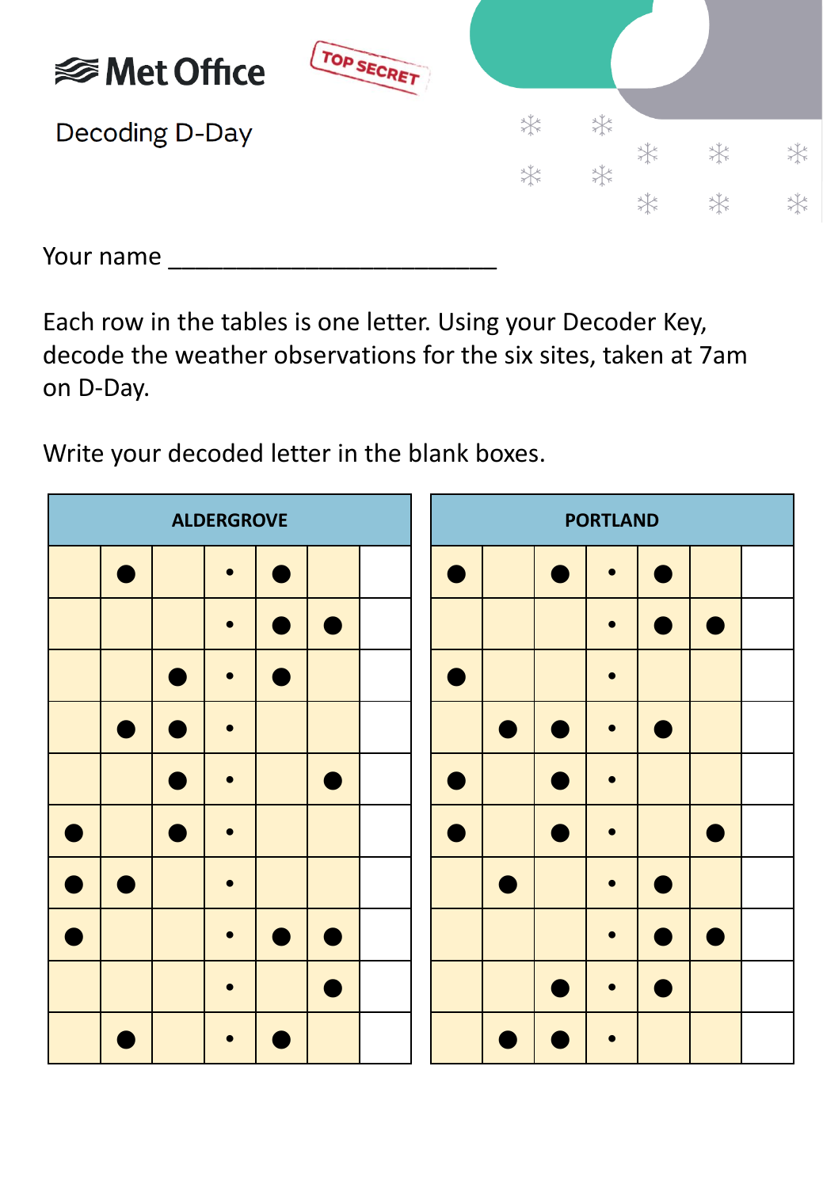Met Office

TOP SECRET

Decoding D-Day

Your name ___________________________

Each row in the tables is one letter. Using your Decoder Key, decode the weather observations for the six sites, taken at 7am on D-Day.

Write your decoded letter in the blank boxes.

| ALDERGROVE | | | | | | |
|---|---|---|---|---|---|---|
| | ● | | • | ● | | |
| | | | • | ● | ● | |
| | | ● | • | ● | | |
| | ● | ● | • | | | |
| | | ● | • | | ● | |
| ● | | ● | • | | | |
| ● | ● | | • | | | |
| ● | | | • | ● | ● | |
| | | | • | | ● | |
| | ● | | • | ● | | |

| PORTLAND | | | | | | |
|---|---|---|---|---|---|---|
| ● | | ● | • | ● | | |
| | | | • | ● | ● | |
| ● | | | • | | | |
| | ● | ● | • | ● | | |
| ● | | ● | • | | | |
| ● | | ● | • | | ● | |
| | ● | | • | ● | | |
| | | | • | ● | ● | |
| | | ● | • | ● | | |
| | ● | ● | • | | | |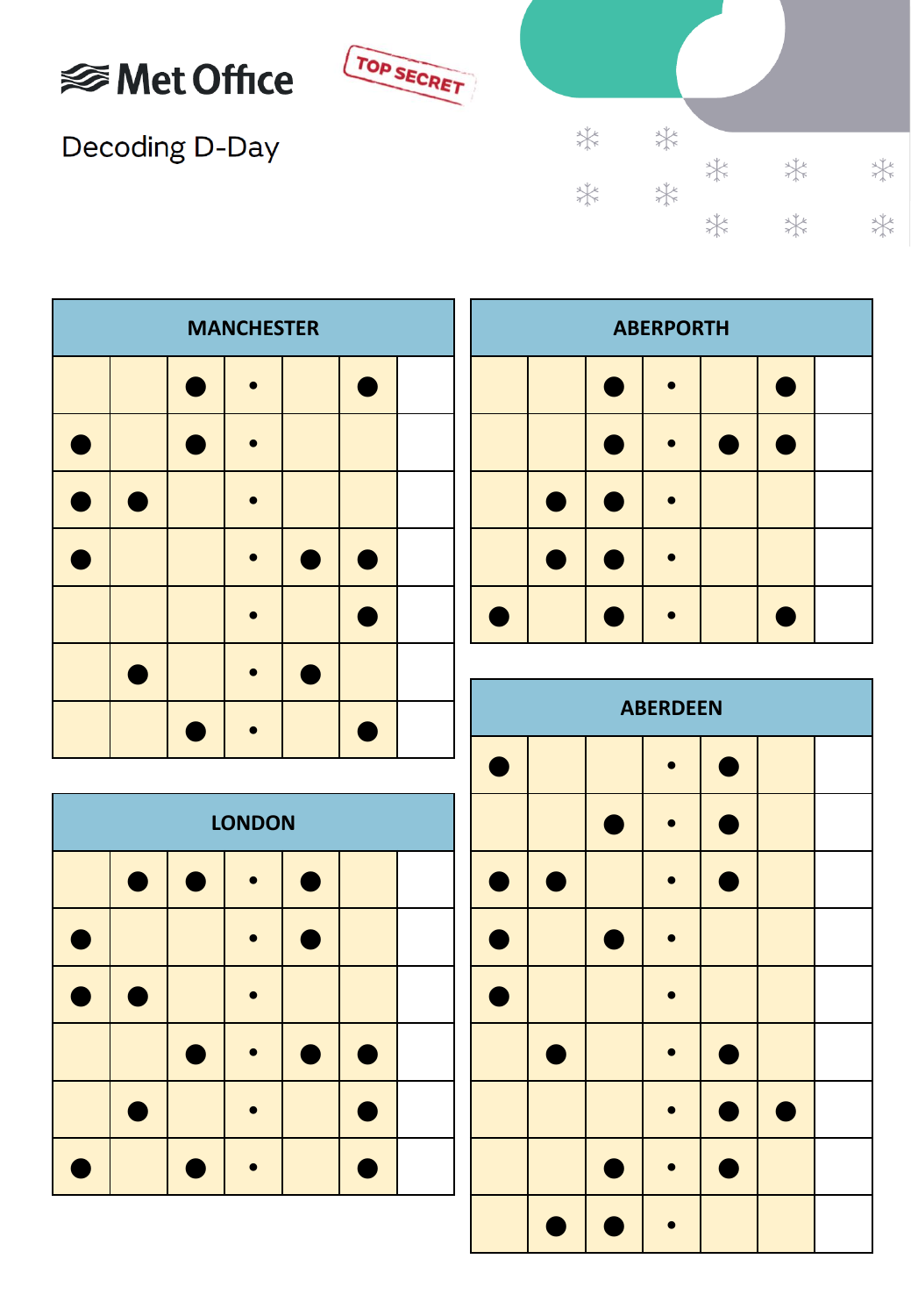Met Office

TOP SECRET

# Decoding D-Day

| MANCHESTER | | | | | | |
|---|---|---|---|---|---|---|
| | | ● | • | | ● | |
| ● | | ● | • | | | |
| ● | ● | | • | | | |
| ● | | | • | ● | ● | |
| | | | • | | ● | |
| | ● | | • | ● | | |
| | | ● | • | | ● | |

| ABERPORTH | | | | | | |
|---|---|---|---|---|---|---|
| | | ● | • | | ● | |
| | | ● | • | ● | ● | |
| | ● | ● | • | | | |
| | ● | ● | • | | | |
| ● | | ● | • | | ● | |

| LONDON | | | | | | |
|---|---|---|---|---|---|---|
| | ● | ● | • | ● | | |
| ● | | | • | ● | | |
| ● | ● | | • | | | |
| | | ● | • | ● | ● | |
| | ● | | • | | ● | |
| ● | | ● | • | | ● | |

| ABERDEEN | | | | | | |
|---|---|---|---|---|---|---|
| ● | | | • | ● | | |
| | | ● | • | ● | | |
| ● | ● | | • | ● | | |
| ● | | ● | • | | | |
| ● | | | • | | | |
| | ● | | • | ● | | |
| | | | • | ● | ● | |
| | | ● | • | ● | | |
| | ● | ● | • | | | |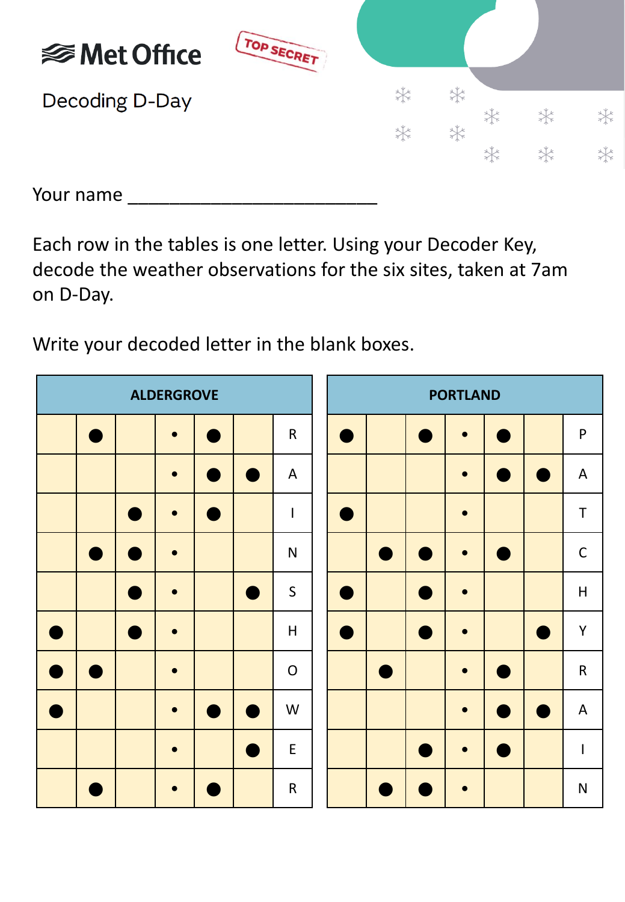# Met Office

TOP SECRET

## Decoding D-Day

Your name ___________________________

Each row in the tables is one letter. Using your Decoder Key, decode the weather observations for the six sites, taken at 7am on D-Day.

Write your decoded letter in the blank boxes.

| ALDERGROVE | | | | | | |
|---|---|---|---|---|---|---|
| | ● | | • | ● | | R |
| | | | • | ● | ● | A |
| | | ● | • | ● | | I |
| | ● | ● | • | | | N |
| | | ● | • | | ● | S |
| ● | | ● | • | | | H |
| ● | ● | | • | | | O |
| ● | | | • | ● | ● | W |
| | | | • | | ● | E |
| | ● | | • | ● | | R |

| PORTLAND | | | | | | |
|---|---|---|---|---|---|---|
| ● | | ● | • | ● | | P |
| | | | • | ● | ● | A |
| ● | | | • | | | T |
| | ● | ● | • | ● | | C |
| ● | | ● | • | | | H |
| ● | | ● | • | | ● | Y |
| | ● | | • | ● | | R |
| | | | • | ● | ● | A |
| | | ● | • | ● | | I |
| | ● | ● | • | | | N |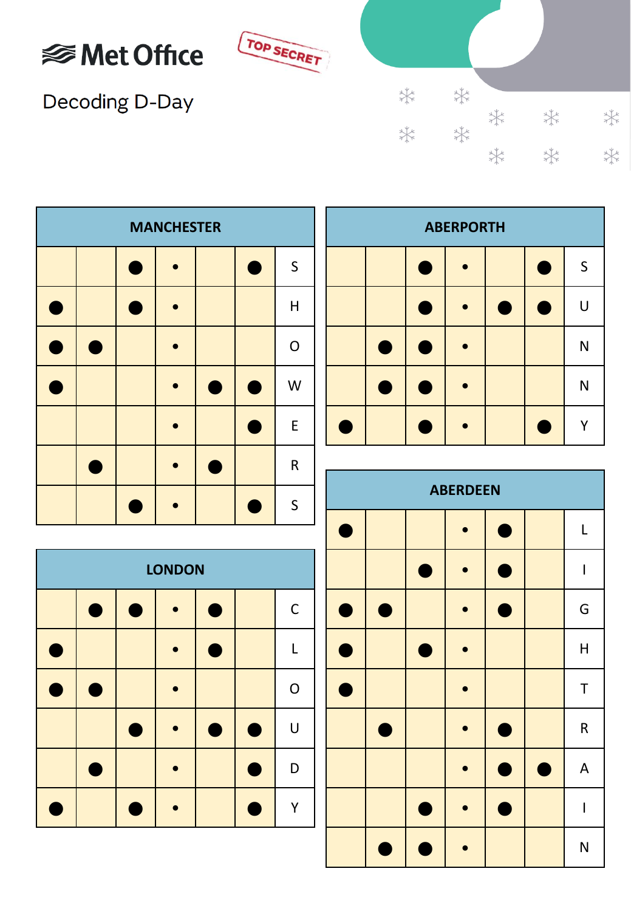Met Office

TOP SECRET

Decoding D-Day

| MANCHESTER | | | | | | |
|---|---|---|---|---|---|---|
| | | ● | • | | ● | S |
| ● | | ● | • | | | H |
| ● | ● | | • | | | O |
| ● | | | • | ● | ● | W |
| | | | • | | ● | E |
| | ● | | • | ● | | R |
| | | ● | • | | ● | S |

| ABERPORTH | | | | | | |
|---|---|---|---|---|---|---|
| | | ● | • | | ● | S |
| | | ● | • | ● | ● | U |
| | ● | ● | • | | | N |
| | ● | ● | • | | | N |
| ● | | ● | • | | ● | Y |

| LONDON | | | | | | |
|---|---|---|---|---|---|---|
| | ● | ● | • | ● | | C |
| ● | | | • | ● | | L |
| ● | ● | | • | | | O |
| | | ● | • | ● | ● | U |
| | ● | | • | | ● | D |
| ● | | ● | • | | ● | Y |

| ABERDEEN | | | | | | |
|---|---|---|---|---|---|---|
| ● | | | • | ● | | L |
| | | ● | • | ● | | I |
| ● | ● | | • | ● | | G |
| ● | | ● | • | | | H |
| ● | | | • | | | T |
| | ● | | • | ● | | R |
| | | | • | ● | ● | A |
| | | ● | • | ● | | I |
| | ● | ● | • | | | N |